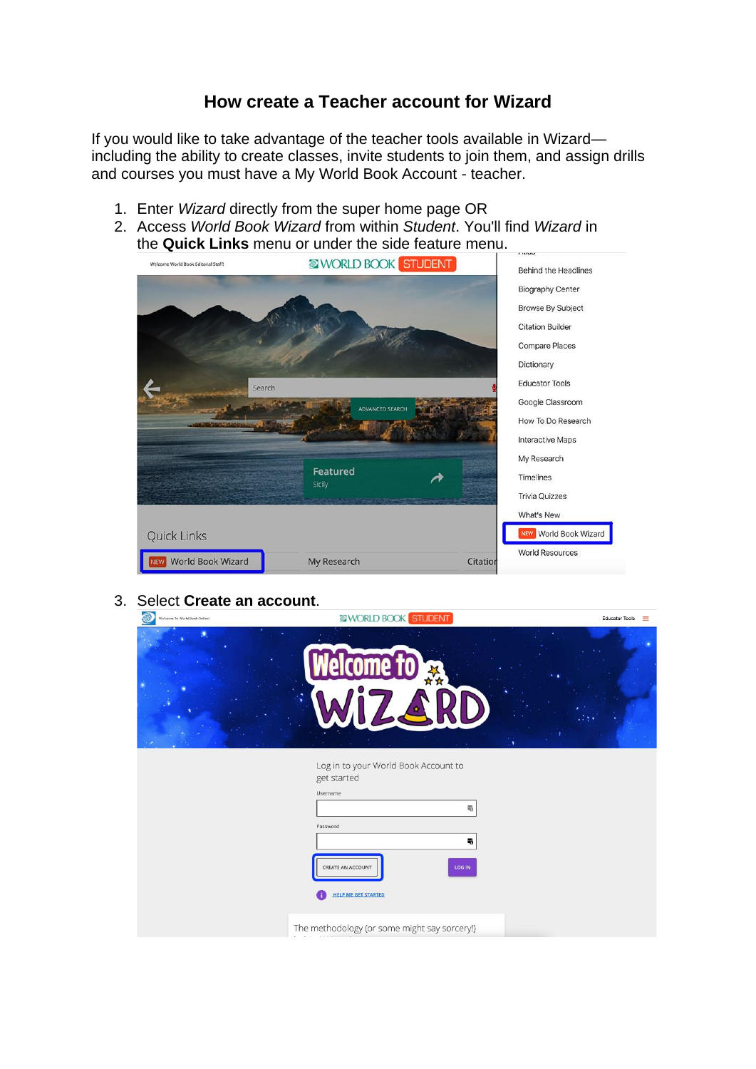# How create a Teacher account for Wizard

If you would like to take advantage of the teacher tools available in Wizard—including the ability to create classes, invite students to join them, and assign drills and courses you must have a My World Book Account - teacher.

1. Enter *Wizard* directly from the super home page OR
2. Access *World Book Wizard* from within *Student*. You'll find *Wizard* in the **Quick Links** menu or under the side feature menu.
3. Select **Create an account**.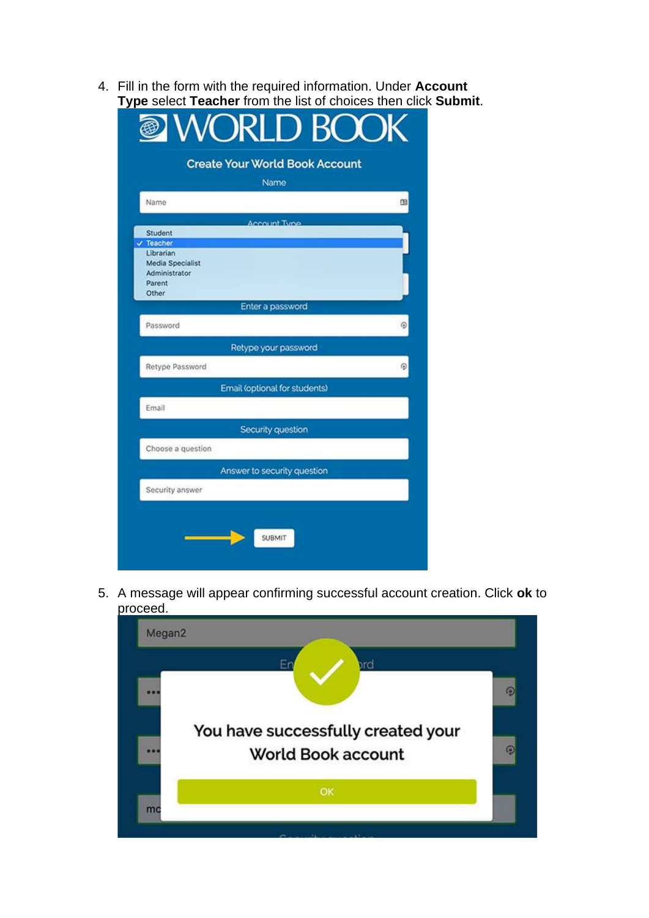4. Fill in the form with the required information. Under **Account Type** select **Teacher** from the list of choices then click **Submit**.

5. A message will appear confirming successful account creation. Click **ok** to proceed.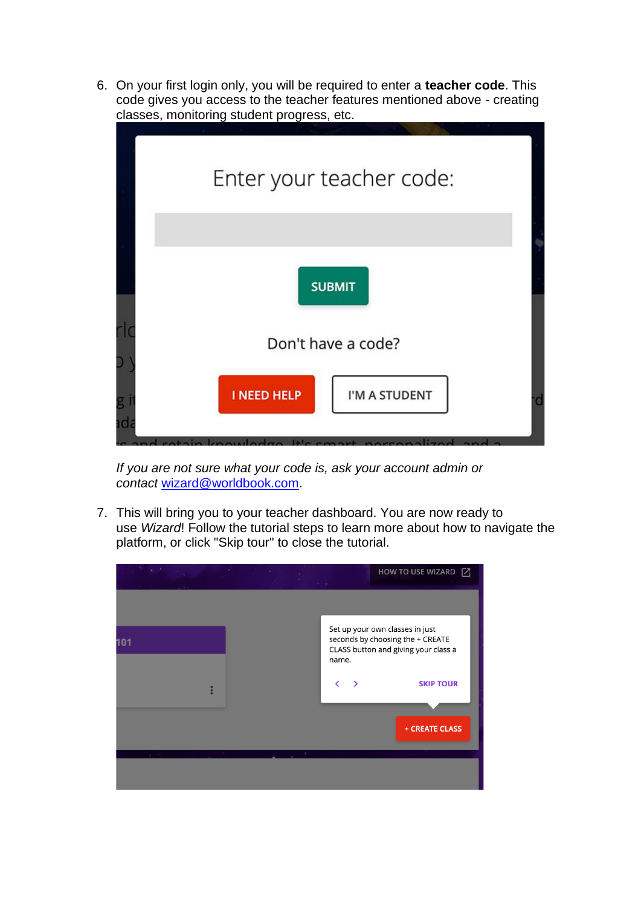6. On your first login only, you will be required to enter a **teacher code**. This code gives you access to the teacher features mentioned above - creating classes, monitoring student progress, etc.

   *If you are not sure what your code is, ask your account admin or contact* wizard@worldbook.com.

7. This will bring you to your teacher dashboard. You are now ready to use *Wizard*! Follow the tutorial steps to learn more about how to navigate the platform, or click "Skip tour" to close the tutorial.